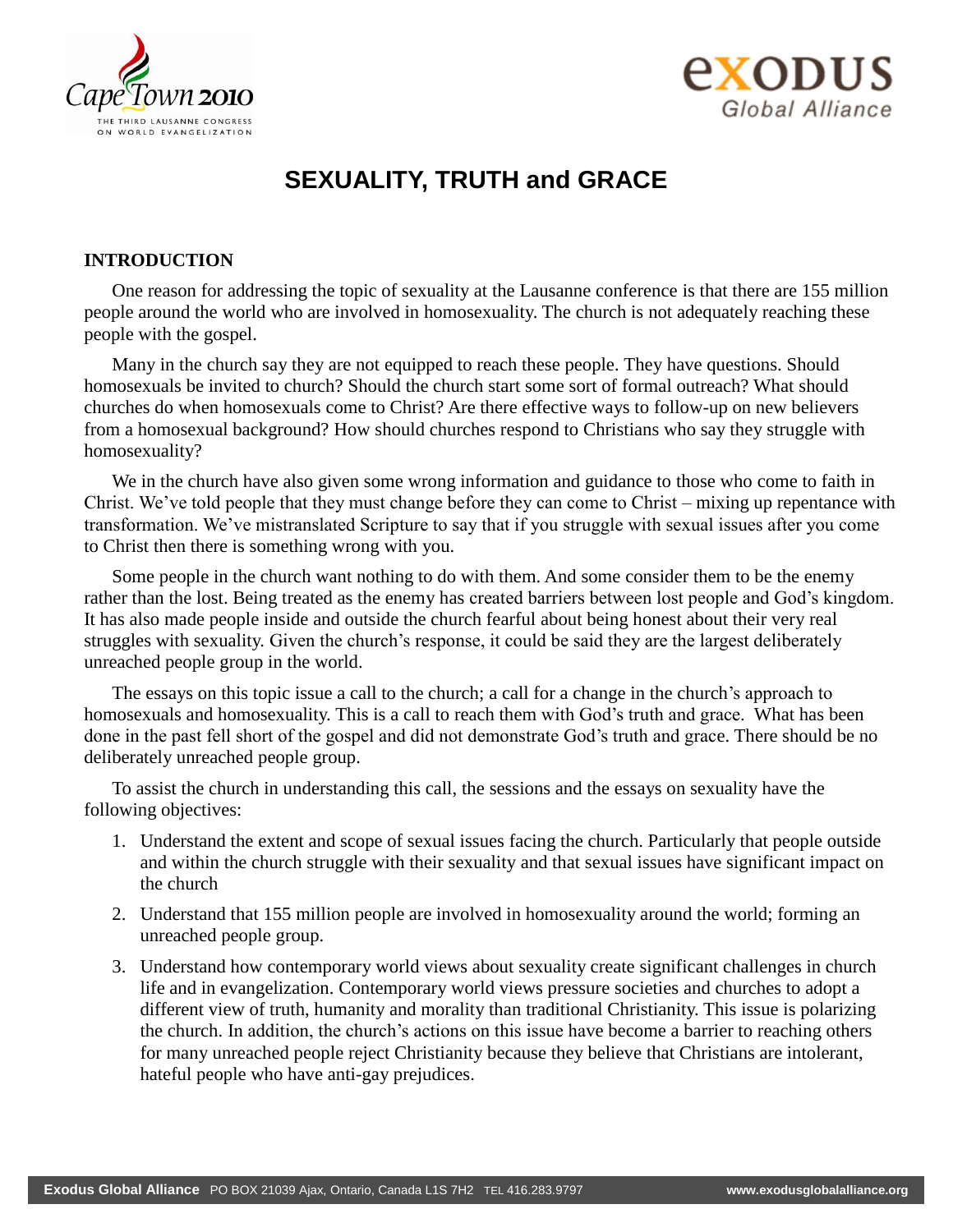# SEXUALITY, TRUTH and GRACE

## INTRODUCTION

One reason for addressing the topic of sexuality at the Lausanne conference is that there are 155 million people around the world who are involved in homosexuality. The church is not adequately reaching these people with the gospel.

Many in the church say they are not equipped to reach these people. They have questions. Should homosexuals be invited to church? Should the church start some sort of formal outreach? What should churches do when homosexuals come to Christ? Are there effective ways to follow-up on new believers from a homosexual background? How should churches respond to Christians who say they struggle with homosexuality?

We in the church have also given some wrong information and guidance to those who come to faith in Christ. We've told people that they must change before they can come to Christ – mixing up repentance with transformation. We've mistranslated Scripture to say that if you struggle with sexual issues after you come to Christ then there is something wrong with you.

Some people in the church want nothing to do with them. And some consider them to be the enemy rather than the lost. Being treated as the enemy has created barriers between lost people and God's kingdom. It has also made people inside and outside the church fearful about being honest about their very real struggles with sexuality. Given the church's response, it could be said they are the largest deliberately unreached people group in the world.

The essays on this topic issue a call to the church; a call for a change in the church's approach to homosexuals and homosexuality. This is a call to reach them with God's truth and grace. What has been done in the past fell short of the gospel and did not demonstrate God's truth and grace. There should be no deliberately unreached people group.

To assist the church in understanding this call, the sessions and the essays on sexuality have the following objectives:

1. Understand the extent and scope of sexual issues facing the church. Particularly that people outside and within the church struggle with their sexuality and that sexual issues have significant impact on the church
2. Understand that 155 million people are involved in homosexuality around the world; forming an unreached people group.
3. Understand how contemporary world views about sexuality create significant challenges in church life and in evangelization. Contemporary world views pressure societies and churches to adopt a different view of truth, humanity and morality than traditional Christianity. This issue is polarizing the church. In addition, the church's actions on this issue have become a barrier to reaching others for many unreached people reject Christianity because they believe that Christians are intolerant, hateful people who have anti-gay prejudices.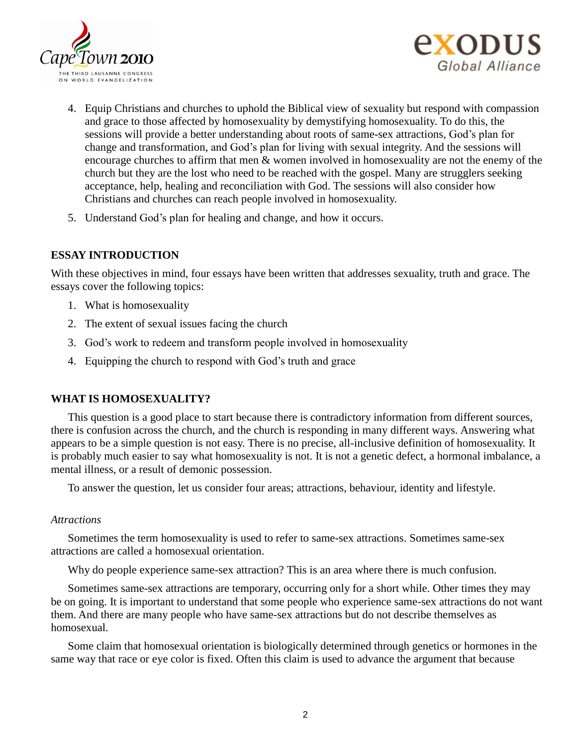4. Equip Christians and churches to uphold the Biblical view of sexuality but respond with compassion and grace to those affected by homosexuality by demystifying homosexuality. To do this, the sessions will provide a better understanding about roots of same-sex attractions, God's plan for change and transformation, and God's plan for living with sexual integrity. And the sessions will encourage churches to affirm that men & women involved in homosexuality are not the enemy of the church but they are the lost who need to be reached with the gospel. Many are strugglers seeking acceptance, help, healing and reconciliation with God. The sessions will also consider how Christians and churches can reach people involved in homosexuality.
5. Understand God's plan for healing and change, and how it occurs.

## ESSAY INTRODUCTION

With these objectives in mind, four essays have been written that addresses sexuality, truth and grace. The essays cover the following topics:

1. What is homosexuality
2. The extent of sexual issues facing the church
3. God's work to redeem and transform people involved in homosexuality
4. Equipping the church to respond with God's truth and grace

## WHAT IS HOMOSEXUALITY?

This question is a good place to start because there is contradictory information from different sources, there is confusion across the church, and the church is responding in many different ways. Answering what appears to be a simple question is not easy. There is no precise, all-inclusive definition of homosexuality. It is probably much easier to say what homosexuality is not. It is not a genetic defect, a hormonal imbalance, a mental illness, or a result of demonic possession.

To answer the question, let us consider four areas; attractions, behaviour, identity and lifestyle.

*Attractions*

Sometimes the term homosexuality is used to refer to same-sex attractions. Sometimes same-sex attractions are called a homosexual orientation.

Why do people experience same-sex attraction? This is an area where there is much confusion.

Sometimes same-sex attractions are temporary, occurring only for a short while. Other times they may be on going. It is important to understand that some people who experience same-sex attractions do not want them. And there are many people who have same-sex attractions but do not describe themselves as homosexual.

Some claim that homosexual orientation is biologically determined through genetics or hormones in the same way that race or eye color is fixed. Often this claim is used to advance the argument that because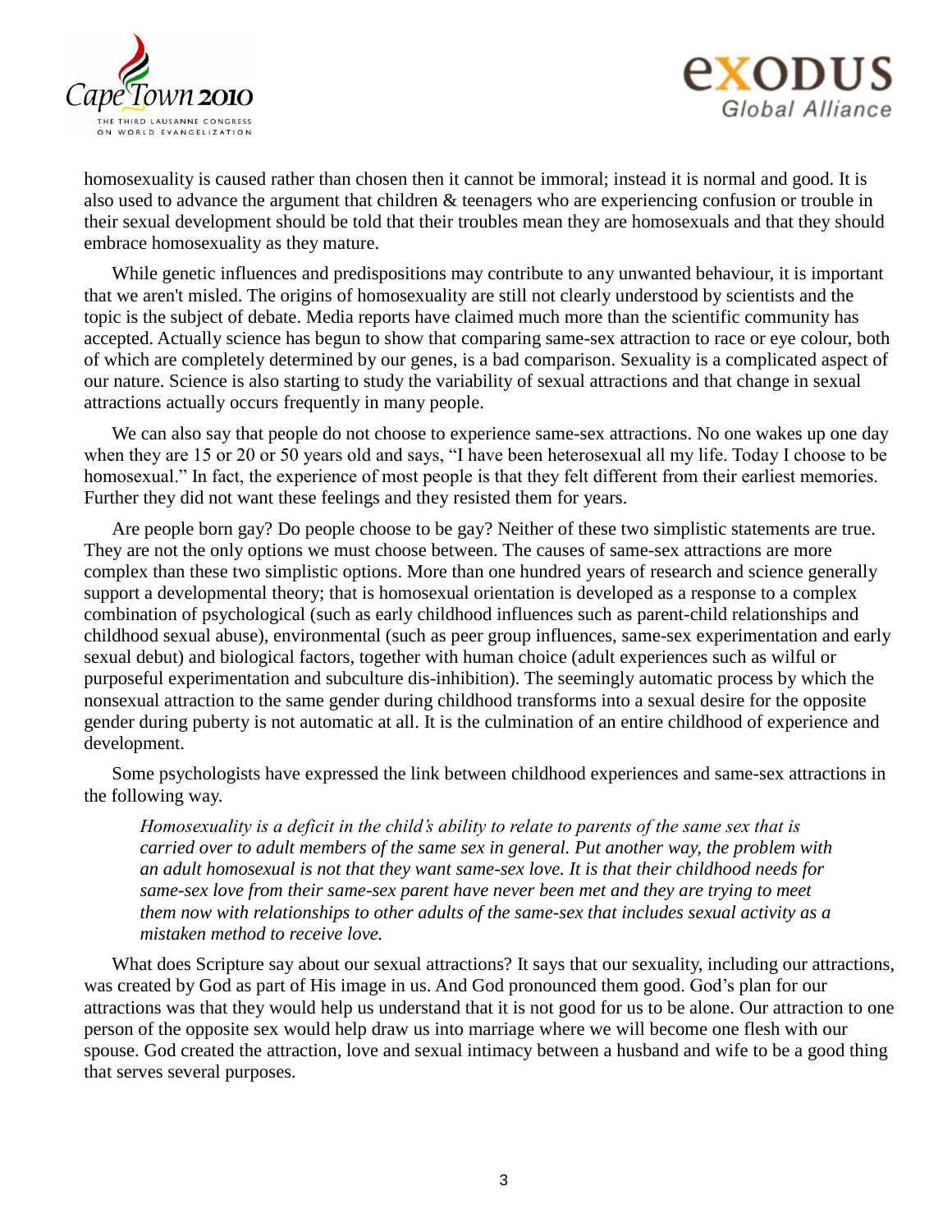homosexuality is caused rather than chosen then it cannot be immoral; instead it is normal and good. It is also used to advance the argument that children & teenagers who are experiencing confusion or trouble in their sexual development should be told that their troubles mean they are homosexuals and that they should embrace homosexuality as they mature.

While genetic influences and predispositions may contribute to any unwanted behaviour, it is important that we aren't misled. The origins of homosexuality are still not clearly understood by scientists and the topic is the subject of debate. Media reports have claimed much more than the scientific community has accepted. Actually science has begun to show that comparing same-sex attraction to race or eye colour, both of which are completely determined by our genes, is a bad comparison. Sexuality is a complicated aspect of our nature. Science is also starting to study the variability of sexual attractions and that change in sexual attractions actually occurs frequently in many people.

We can also say that people do not choose to experience same-sex attractions. No one wakes up one day when they are 15 or 20 or 50 years old and says, "I have been heterosexual all my life. Today I choose to be homosexual." In fact, the experience of most people is that they felt different from their earliest memories. Further they did not want these feelings and they resisted them for years.

Are people born gay? Do people choose to be gay? Neither of these two simplistic statements are true. They are not the only options we must choose between. The causes of same-sex attractions are more complex than these two simplistic options. More than one hundred years of research and science generally support a developmental theory; that is homosexual orientation is developed as a response to a complex combination of psychological (such as early childhood influences such as parent-child relationships and childhood sexual abuse), environmental (such as peer group influences, same-sex experimentation and early sexual debut) and biological factors, together with human choice (adult experiences such as wilful or purposeful experimentation and subculture dis-inhibition). The seemingly automatic process by which the nonsexual attraction to the same gender during childhood transforms into a sexual desire for the opposite gender during puberty is not automatic at all. It is the culmination of an entire childhood of experience and development.

Some psychologists have expressed the link between childhood experiences and same-sex attractions in the following way.

> *Homosexuality is a deficit in the child's ability to relate to parents of the same sex that is carried over to adult members of the same sex in general. Put another way, the problem with an adult homosexual is not that they want same-sex love. It is that their childhood needs for same-sex love from their same-sex parent have never been met and they are trying to meet them now with relationships to other adults of the same-sex that includes sexual activity as a mistaken method to receive love.*

What does Scripture say about our sexual attractions? It says that our sexuality, including our attractions, was created by God as part of His image in us. And God pronounced them good. God's plan for our attractions was that they would help us understand that it is not good for us to be alone. Our attraction to one person of the opposite sex would help draw us into marriage where we will become one flesh with our spouse. God created the attraction, love and sexual intimacy between a husband and wife to be a good thing that serves several purposes.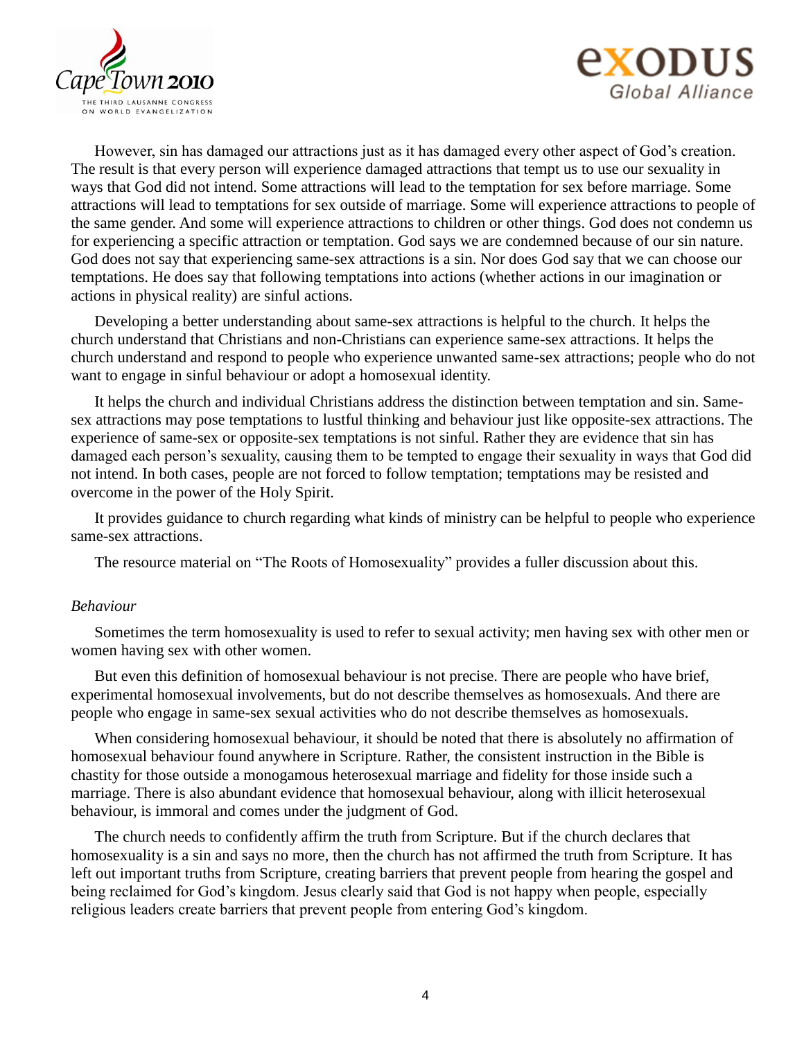However, sin has damaged our attractions just as it has damaged every other aspect of God's creation. The result is that every person will experience damaged attractions that tempt us to use our sexuality in ways that God did not intend. Some attractions will lead to the temptation for sex before marriage. Some attractions will lead to temptations for sex outside of marriage. Some will experience attractions to people of the same gender. And some will experience attractions to children or other things. God does not condemn us for experiencing a specific attraction or temptation. God says we are condemned because of our sin nature. God does not say that experiencing same-sex attractions is a sin. Nor does God say that we can choose our temptations. He does say that following temptations into actions (whether actions in our imagination or actions in physical reality) are sinful actions.

Developing a better understanding about same-sex attractions is helpful to the church. It helps the church understand that Christians and non-Christians can experience same-sex attractions. It helps the church understand and respond to people who experience unwanted same-sex attractions; people who do not want to engage in sinful behaviour or adopt a homosexual identity.

It helps the church and individual Christians address the distinction between temptation and sin. Same-sex attractions may pose temptations to lustful thinking and behaviour just like opposite-sex attractions. The experience of same-sex or opposite-sex temptations is not sinful. Rather they are evidence that sin has damaged each person's sexuality, causing them to be tempted to engage their sexuality in ways that God did not intend. In both cases, people are not forced to follow temptation; temptations may be resisted and overcome in the power of the Holy Spirit.

It provides guidance to church regarding what kinds of ministry can be helpful to people who experience same-sex attractions.

The resource material on "The Roots of Homosexuality" provides a fuller discussion about this.

*Behaviour*

Sometimes the term homosexuality is used to refer to sexual activity; men having sex with other men or women having sex with other women.

But even this definition of homosexual behaviour is not precise. There are people who have brief, experimental homosexual involvements, but do not describe themselves as homosexuals. And there are people who engage in same-sex sexual activities who do not describe themselves as homosexuals.

When considering homosexual behaviour, it should be noted that there is absolutely no affirmation of homosexual behaviour found anywhere in Scripture. Rather, the consistent instruction in the Bible is chastity for those outside a monogamous heterosexual marriage and fidelity for those inside such a marriage. There is also abundant evidence that homosexual behaviour, along with illicit heterosexual behaviour, is immoral and comes under the judgment of God.

The church needs to confidently affirm the truth from Scripture. But if the church declares that homosexuality is a sin and says no more, then the church has not affirmed the truth from Scripture. It has left out important truths from Scripture, creating barriers that prevent people from hearing the gospel and being reclaimed for God's kingdom. Jesus clearly said that God is not happy when people, especially religious leaders create barriers that prevent people from entering God's kingdom.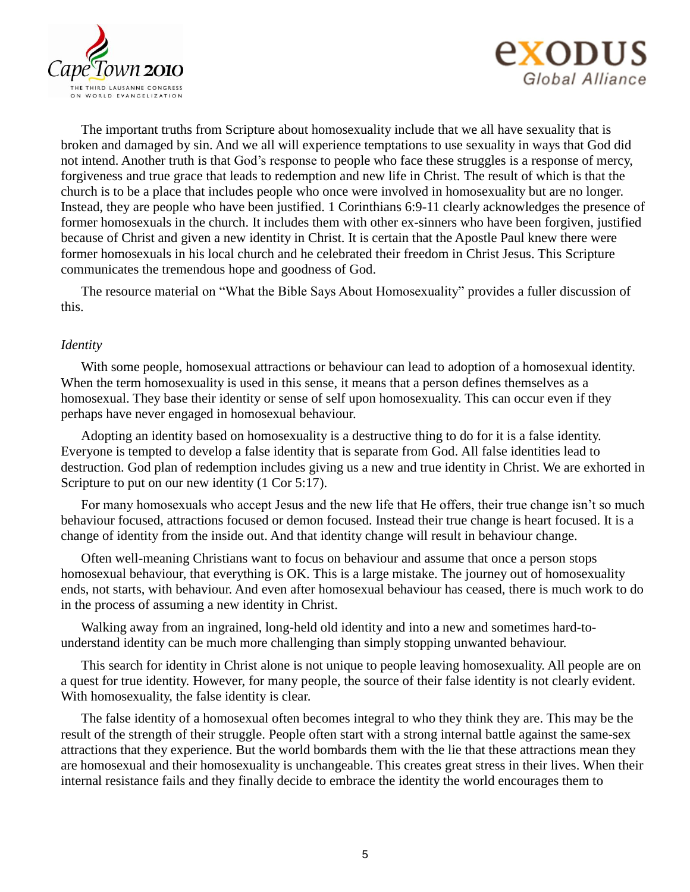The important truths from Scripture about homosexuality include that we all have sexuality that is broken and damaged by sin. And we all will experience temptations to use sexuality in ways that God did not intend. Another truth is that God's response to people who face these struggles is a response of mercy, forgiveness and true grace that leads to redemption and new life in Christ. The result of which is that the church is to be a place that includes people who once were involved in homosexuality but are no longer. Instead, they are people who have been justified. 1 Corinthians 6:9-11 clearly acknowledges the presence of former homosexuals in the church. It includes them with other ex-sinners who have been forgiven, justified because of Christ and given a new identity in Christ. It is certain that the Apostle Paul knew there were former homosexuals in his local church and he celebrated their freedom in Christ Jesus. This Scripture communicates the tremendous hope and goodness of God.

The resource material on "What the Bible Says About Homosexuality" provides a fuller discussion of this.

*Identity*

With some people, homosexual attractions or behaviour can lead to adoption of a homosexual identity. When the term homosexuality is used in this sense, it means that a person defines themselves as a homosexual. They base their identity or sense of self upon homosexuality. This can occur even if they perhaps have never engaged in homosexual behaviour.

Adopting an identity based on homosexuality is a destructive thing to do for it is a false identity. Everyone is tempted to develop a false identity that is separate from God. All false identities lead to destruction. God plan of redemption includes giving us a new and true identity in Christ. We are exhorted in Scripture to put on our new identity (1 Cor 5:17).

For many homosexuals who accept Jesus and the new life that He offers, their true change isn't so much behaviour focused, attractions focused or demon focused. Instead their true change is heart focused. It is a change of identity from the inside out. And that identity change will result in behaviour change.

Often well-meaning Christians want to focus on behaviour and assume that once a person stops homosexual behaviour, that everything is OK. This is a large mistake. The journey out of homosexuality ends, not starts, with behaviour. And even after homosexual behaviour has ceased, there is much work to do in the process of assuming a new identity in Christ.

Walking away from an ingrained, long-held old identity and into a new and sometimes hard-to-understand identity can be much more challenging than simply stopping unwanted behaviour.

This search for identity in Christ alone is not unique to people leaving homosexuality. All people are on a quest for true identity. However, for many people, the source of their false identity is not clearly evident. With homosexuality, the false identity is clear.

The false identity of a homosexual often becomes integral to who they think they are. This may be the result of the strength of their struggle. People often start with a strong internal battle against the same-sex attractions that they experience. But the world bombards them with the lie that these attractions mean they are homosexual and their homosexuality is unchangeable. This creates great stress in their lives. When their internal resistance fails and they finally decide to embrace the identity the world encourages them to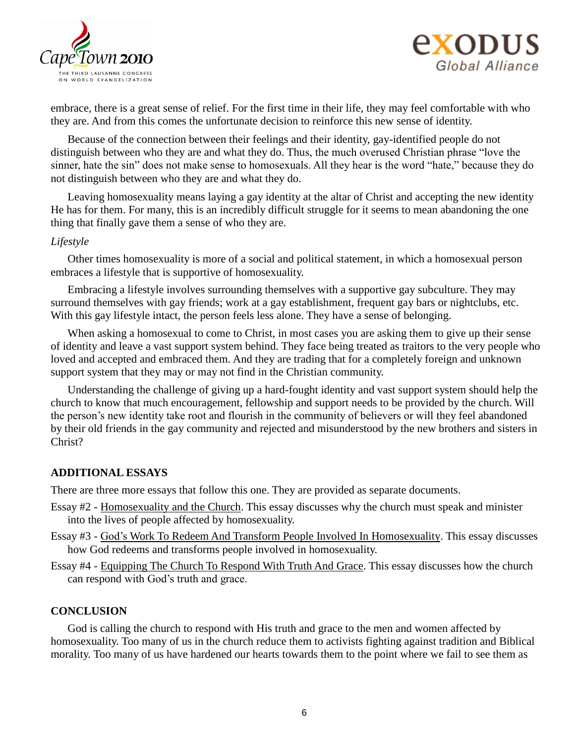embrace, there is a great sense of relief. For the first time in their life, they may feel comfortable with who they are. And from this comes the unfortunate decision to reinforce this new sense of identity.

Because of the connection between their feelings and their identity, gay-identified people do not distinguish between who they are and what they do. Thus, the much overused Christian phrase "love the sinner, hate the sin" does not make sense to homosexuals. All they hear is the word "hate," because they do not distinguish between who they are and what they do.

Leaving homosexuality means laying a gay identity at the altar of Christ and accepting the new identity He has for them. For many, this is an incredibly difficult struggle for it seems to mean abandoning the one thing that finally gave them a sense of who they are.

*Lifestyle*

Other times homosexuality is more of a social and political statement, in which a homosexual person embraces a lifestyle that is supportive of homosexuality.

Embracing a lifestyle involves surrounding themselves with a supportive gay subculture. They may surround themselves with gay friends; work at a gay establishment, frequent gay bars or nightclubs, etc. With this gay lifestyle intact, the person feels less alone. They have a sense of belonging.

When asking a homosexual to come to Christ, in most cases you are asking them to give up their sense of identity and leave a vast support system behind. They face being treated as traitors to the very people who loved and accepted and embraced them. And they are trading that for a completely foreign and unknown support system that they may or may not find in the Christian community.

Understanding the challenge of giving up a hard-fought identity and vast support system should help the church to know that much encouragement, fellowship and support needs to be provided by the church. Will the person's new identity take root and flourish in the community of believers or will they feel abandoned by their old friends in the gay community and rejected and misunderstood by the new brothers and sisters in Christ?

## ADDITIONAL ESSAYS

There are three more essays that follow this one. They are provided as separate documents.

Essay #2 - Homosexuality and the Church. This essay discusses why the church must speak and minister into the lives of people affected by homosexuality.

Essay #3 - God's Work To Redeem And Transform People Involved In Homosexuality. This essay discusses how God redeems and transforms people involved in homosexuality.

Essay #4 - Equipping The Church To Respond With Truth And Grace. This essay discusses how the church can respond with God's truth and grace.

## CONCLUSION

God is calling the church to respond with His truth and grace to the men and women affected by homosexuality. Too many of us in the church reduce them to activists fighting against tradition and Biblical morality. Too many of us have hardened our hearts towards them to the point where we fail to see them as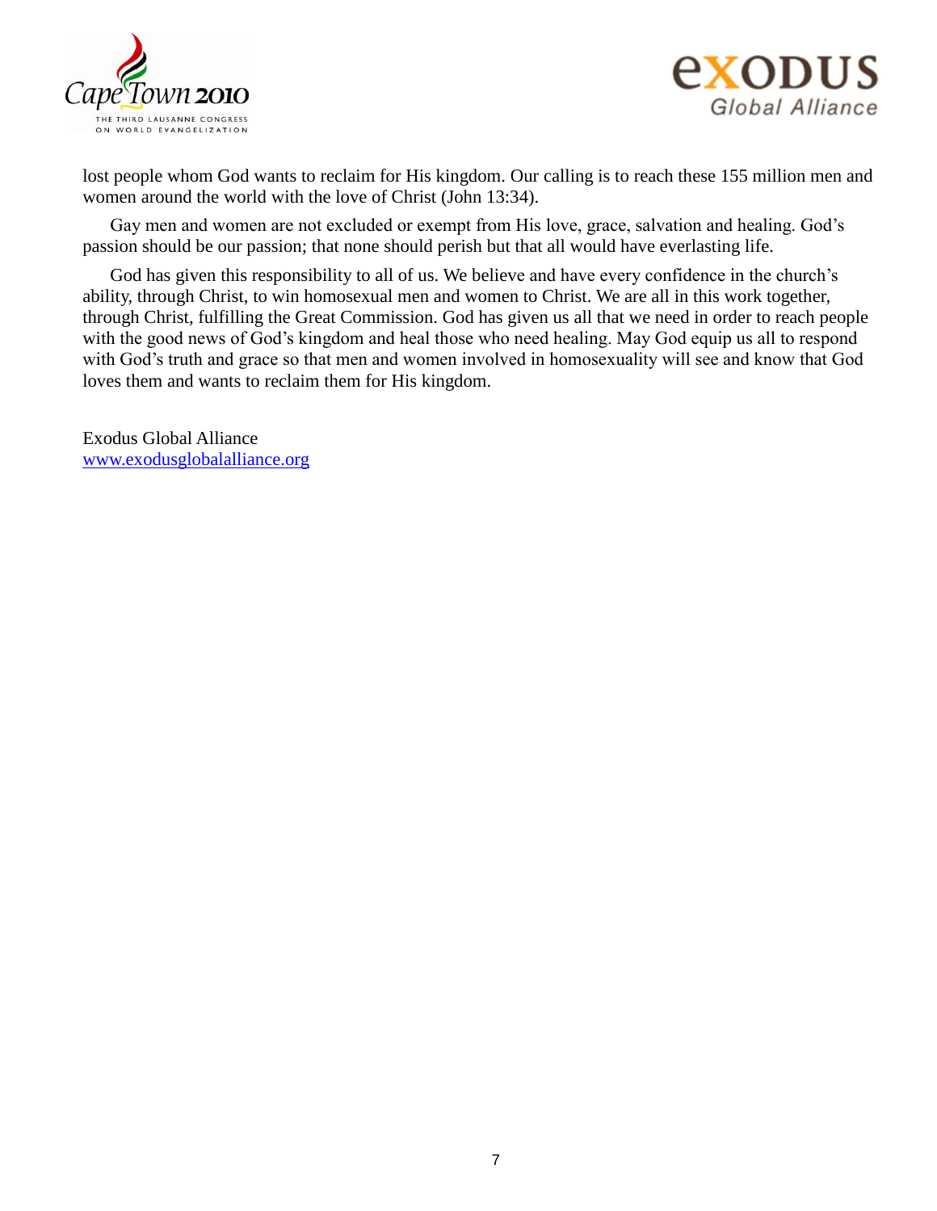lost people whom God wants to reclaim for His kingdom. Our calling is to reach these 155 million men and women around the world with the love of Christ (John 13:34).

Gay men and women are not excluded or exempt from His love, grace, salvation and healing. God's passion should be our passion; that none should perish but that all would have everlasting life.

God has given this responsibility to all of us. We believe and have every confidence in the church's ability, through Christ, to win homosexual men and women to Christ. We are all in this work together, through Christ, fulfilling the Great Commission. God has given us all that we need in order to reach people with the good news of God's kingdom and heal those who need healing. May God equip us all to respond with God's truth and grace so that men and women involved in homosexuality will see and know that God loves them and wants to reclaim them for His kingdom.

Exodus Global Alliance
www.exodusglobalalliance.org